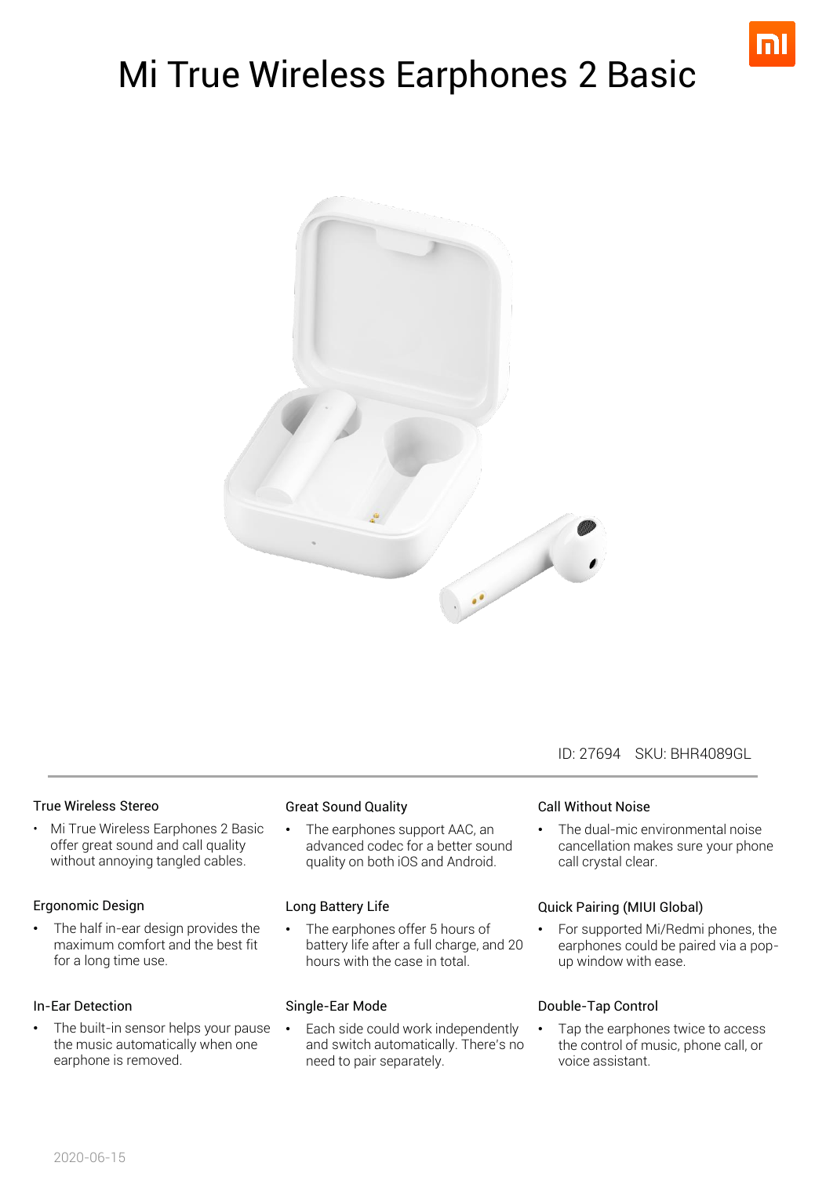# Mi True Wireless Earphones 2 Basic

ID: 27694 SKU: BHR4089GL

### True Wireless Stereo

- Mi True Wireless Earphones 2 Basic offer great sound and call quality without annoying tangled cables.

### Ergonomic Design

- The half in-ear design provides the maximum comfort and the best fit for a long time use.

### In-Ear Detection

- The built-in sensor helps your pause the music automatically when one earphone is removed.

### Great Sound Quality

- The earphones support AAC, an advanced codec for a better sound quality on both iOS and Android.

### Long Battery Life

- The earphones offer 5 hours of battery life after a full charge, and 20 hours with the case in total.

### Single-Ear Mode

- Each side could work independently and switch automatically. There's no need to pair separately.

### Call Without Noise

- The dual-mic environmental noise cancellation makes sure your phone call crystal clear.

### Quick Pairing (MIUI Global)

- For supported Mi/Redmi phones, the earphones could be paired via a pop-up window with ease.

### Double-Tap Control

- Tap the earphones twice to access the control of music, phone call, or voice assistant.

2020-06-15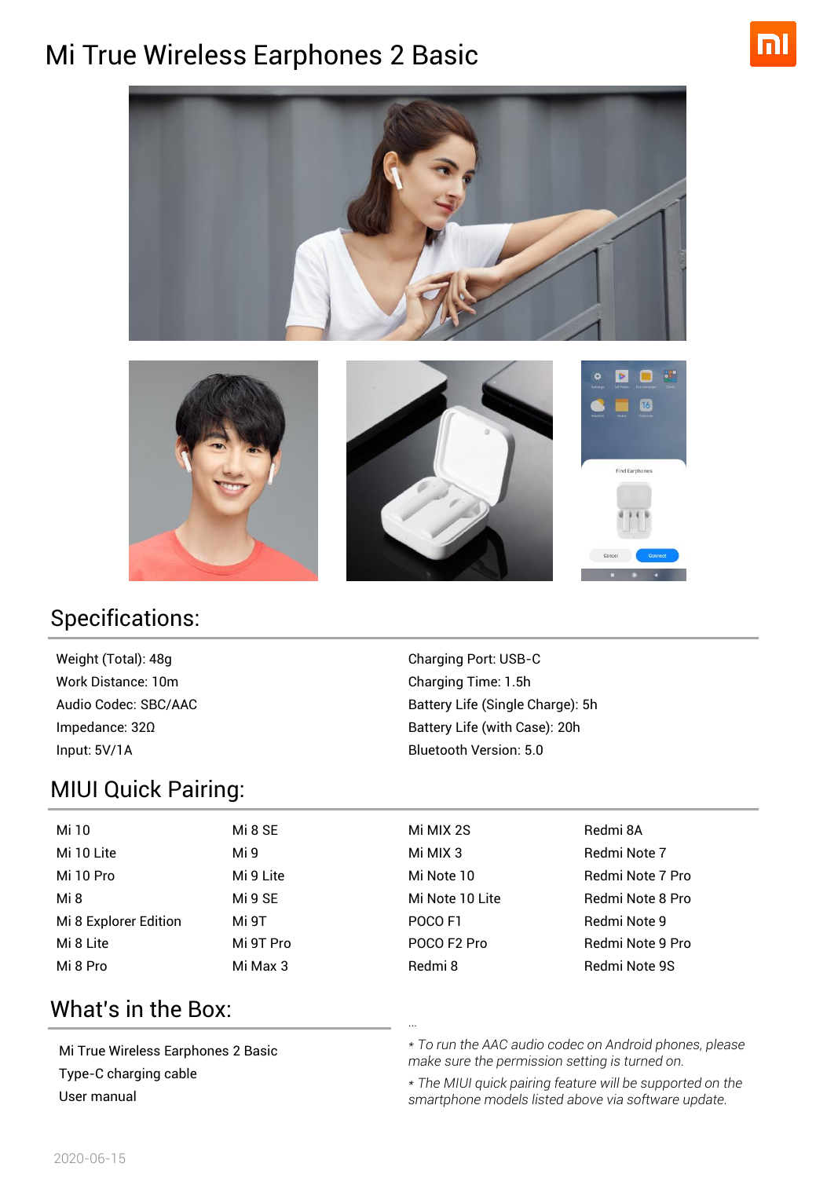# Mi True Wireless Earphones 2 Basic

## Specifications:

Weight (Total): 48g
Work Distance: 10m
Audio Codec: SBC/AAC
Impedance: 32Ω
Input: 5V/1A

Charging Port: USB-C
Charging Time: 1.5h
Battery Life (Single Charge): 5h
Battery Life (with Case): 20h
Bluetooth Version: 5.0

## MIUI Quick Pairing:

| | | | |
|---|---|---|---|
| Mi 10 | Mi 8 SE | Mi MIX 2S | Redmi 8A |
| Mi 10 Lite | Mi 9 | Mi MIX 3 | Redmi Note 7 |
| Mi 10 Pro | Mi 9 Lite | Mi Note 10 | Redmi Note 7 Pro |
| Mi 8 | Mi 9 SE | Mi Note 10 Lite | Redmi Note 8 Pro |
| Mi 8 Explorer Edition | Mi 9T | POCO F1 | Redmi Note 9 |
| Mi 8 Lite | Mi 9T Pro | POCO F2 Pro | Redmi Note 9 Pro |
| Mi 8 Pro | Mi Max 3 | Redmi 8 | Redmi Note 9S |

## What's in the Box:

Mi True Wireless Earphones 2 Basic
Type-C charging cable
User manual

...

*\* To run the AAC audio codec on Android phones, please make sure the permission setting is turned on.*

*\* The MIUI quick pairing feature will be supported on the smartphone models listed above via software update.*

2020-06-15